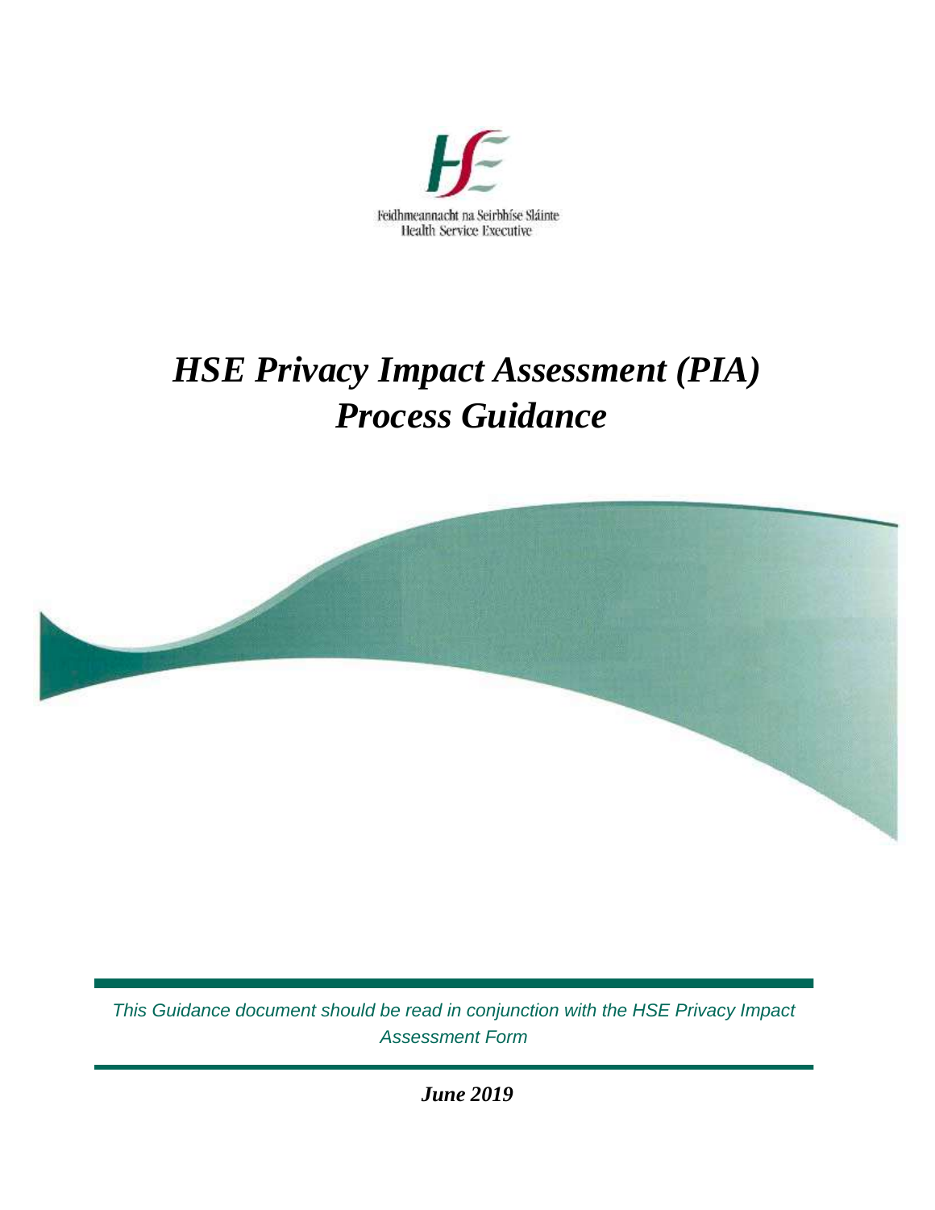Feidhmeannacht na Seirbhíse Sláinte
Health Service Executive

# *HSE Privacy Impact Assessment (PIA) Process Guidance*

*This Guidance document should be read in conjunction with the HSE Privacy Impact Assessment Form*

***June 2019***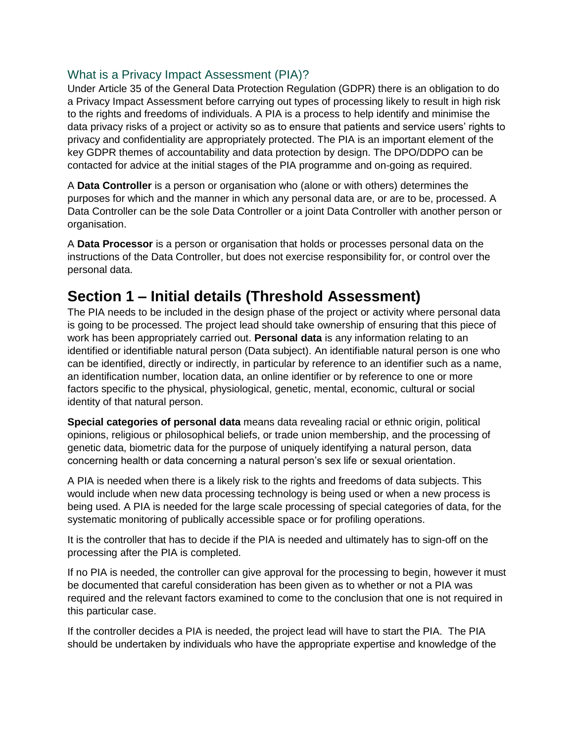## What is a Privacy Impact Assessment (PIA)?

Under Article 35 of the General Data Protection Regulation (GDPR) there is an obligation to do a Privacy Impact Assessment before carrying out types of processing likely to result in high risk to the rights and freedoms of individuals. A PIA is a process to help identify and minimise the data privacy risks of a project or activity so as to ensure that patients and service users' rights to privacy and confidentiality are appropriately protected. The PIA is an important element of the key GDPR themes of accountability and data protection by design. The DPO/DDPO can be contacted for advice at the initial stages of the PIA programme and on-going as required.

A **Data Controller** is a person or organisation who (alone or with others) determines the purposes for which and the manner in which any personal data are, or are to be, processed. A Data Controller can be the sole Data Controller or a joint Data Controller with another person or organisation.

A **Data Processor** is a person or organisation that holds or processes personal data on the instructions of the Data Controller, but does not exercise responsibility for, or control over the personal data.

# Section 1 – Initial details (Threshold Assessment)

The PIA needs to be included in the design phase of the project or activity where personal data is going to be processed. The project lead should take ownership of ensuring that this piece of work has been appropriately carried out. **Personal data** is any information relating to an identified or identifiable natural person (Data subject). An identifiable natural person is one who can be identified, directly or indirectly, in particular by reference to an identifier such as a name, an identification number, location data, an online identifier or by reference to one or more factors specific to the physical, physiological, genetic, mental, economic, cultural or social identity of that natural person.

**Special categories of personal data** means data revealing racial or ethnic origin, political opinions, religious or philosophical beliefs, or trade union membership, and the processing of genetic data, biometric data for the purpose of uniquely identifying a natural person, data concerning health or data concerning a natural person's sex life or sexual orientation.

A PIA is needed when there is a likely risk to the rights and freedoms of data subjects. This would include when new data processing technology is being used or when a new process is being used. A PIA is needed for the large scale processing of special categories of data, for the systematic monitoring of publically accessible space or for profiling operations.

It is the controller that has to decide if the PIA is needed and ultimately has to sign-off on the processing after the PIA is completed.

If no PIA is needed, the controller can give approval for the processing to begin, however it must be documented that careful consideration has been given as to whether or not a PIA was required and the relevant factors examined to come to the conclusion that one is not required in this particular case.

If the controller decides a PIA is needed, the project lead will have to start the PIA. The PIA should be undertaken by individuals who have the appropriate expertise and knowledge of the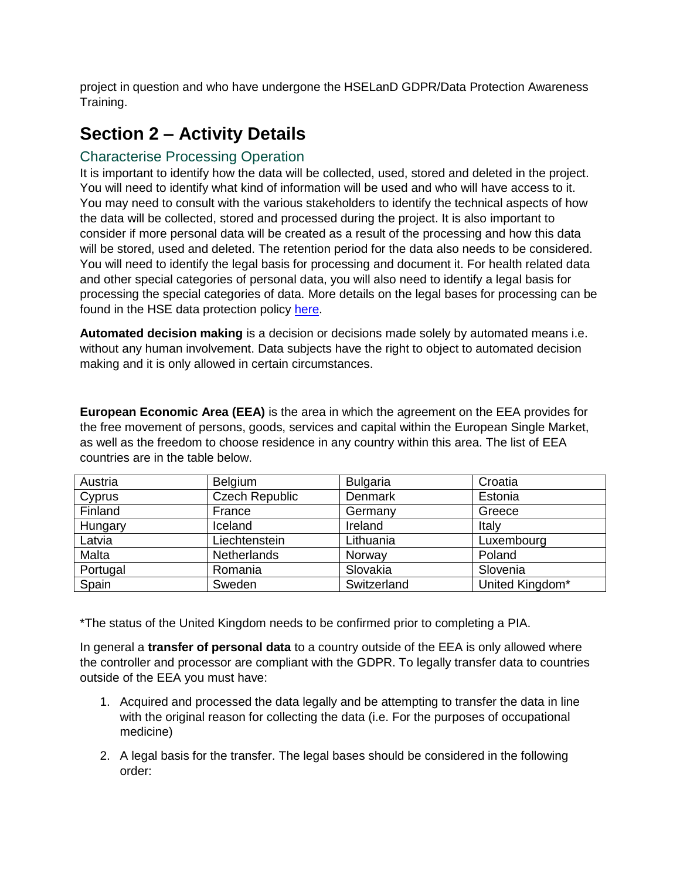project in question and who have undergone the HSELanD GDPR/Data Protection Awareness Training.

## Section 2 – Activity Details

### Characterise Processing Operation

It is important to identify how the data will be collected, used, stored and deleted in the project. You will need to identify what kind of information will be used and who will have access to it. You may need to consult with the various stakeholders to identify the technical aspects of how the data will be collected, stored and processed during the project. It is also important to consider if more personal data will be created as a result of the processing and how this data will be stored, used and deleted. The retention period for the data also needs to be considered. You will need to identify the legal basis for processing and document it. For health related data and other special categories of personal data, you will also need to identify a legal basis for processing the special categories of data. More details on the legal bases for processing can be found in the HSE data protection policy here.

**Automated decision making** is a decision or decisions made solely by automated means i.e. without any human involvement. Data subjects have the right to object to automated decision making and it is only allowed in certain circumstances.

**European Economic Area (EEA)** is the area in which the agreement on the EEA provides for the free movement of persons, goods, services and capital within the European Single Market, as well as the freedom to choose residence in any country within this area. The list of EEA countries are in the table below.

| Austria | Belgium | Bulgaria | Croatia |
|---|---|---|---|
| Cyprus | Czech Republic | Denmark | Estonia |
| Finland | France | Germany | Greece |
| Hungary | Iceland | Ireland | Italy |
| Latvia | Liechtenstein | Lithuania | Luxembourg |
| Malta | Netherlands | Norway | Poland |
| Portugal | Romania | Slovakia | Slovenia |
| Spain | Sweden | Switzerland | United Kingdom* |

*The status of the United Kingdom needs to be confirmed prior to completing a PIA.

In general a **transfer of personal data** to a country outside of the EEA is only allowed where the controller and processor are compliant with the GDPR. To legally transfer data to countries outside of the EEA you must have:

1. Acquired and processed the data legally and be attempting to transfer the data in line with the original reason for collecting the data (i.e. For the purposes of occupational medicine)
2. A legal basis for the transfer. The legal bases should be considered in the following order: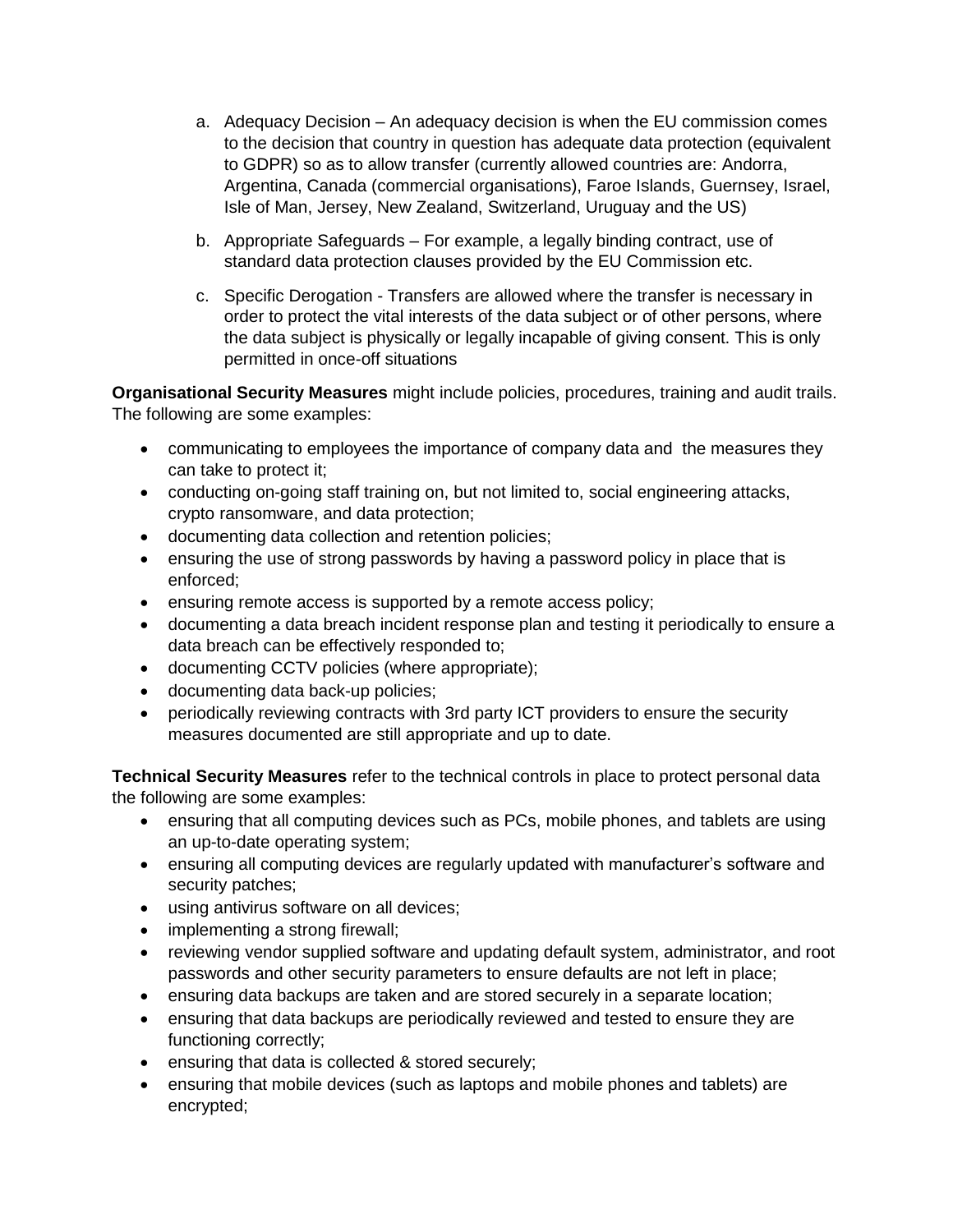a. Adequacy Decision – An adequacy decision is when the EU commission comes to the decision that country in question has adequate data protection (equivalent to GDPR) so as to allow transfer (currently allowed countries are: Andorra, Argentina, Canada (commercial organisations), Faroe Islands, Guernsey, Israel, Isle of Man, Jersey, New Zealand, Switzerland, Uruguay and the US)

b. Appropriate Safeguards – For example, a legally binding contract, use of standard data protection clauses provided by the EU Commission etc.

c. Specific Derogation - Transfers are allowed where the transfer is necessary in order to protect the vital interests of the data subject or of other persons, where the data subject is physically or legally incapable of giving consent. This is only permitted in once-off situations

**Organisational Security Measures** might include policies, procedures, training and audit trails. The following are some examples:

- communicating to employees the importance of company data and the measures they can take to protect it;
- conducting on-going staff training on, but not limited to, social engineering attacks, crypto ransomware, and data protection;
- documenting data collection and retention policies;
- ensuring the use of strong passwords by having a password policy in place that is enforced;
- ensuring remote access is supported by a remote access policy;
- documenting a data breach incident response plan and testing it periodically to ensure a data breach can be effectively responded to;
- documenting CCTV policies (where appropriate);
- documenting data back-up policies;
- periodically reviewing contracts with 3rd party ICT providers to ensure the security measures documented are still appropriate and up to date.

**Technical Security Measures** refer to the technical controls in place to protect personal data the following are some examples:

- ensuring that all computing devices such as PCs, mobile phones, and tablets are using an up-to-date operating system;
- ensuring all computing devices are regularly updated with manufacturer's software and security patches;
- using antivirus software on all devices;
- implementing a strong firewall;
- reviewing vendor supplied software and updating default system, administrator, and root passwords and other security parameters to ensure defaults are not left in place;
- ensuring data backups are taken and are stored securely in a separate location;
- ensuring that data backups are periodically reviewed and tested to ensure they are functioning correctly;
- ensuring that data is collected & stored securely;
- ensuring that mobile devices (such as laptops and mobile phones and tablets) are encrypted;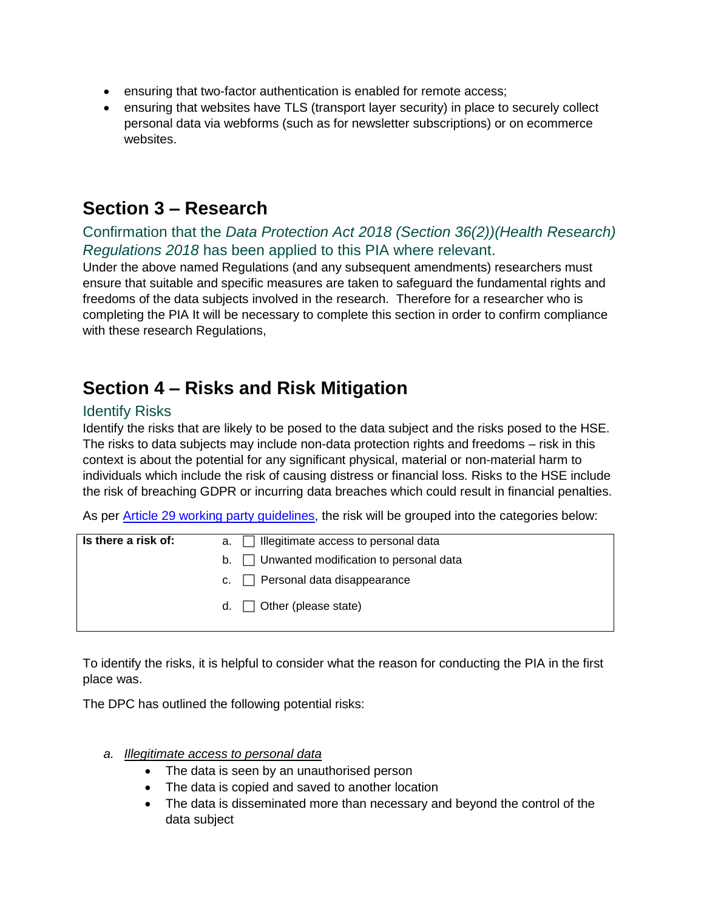- ensuring that two-factor authentication is enabled for remote access;
- ensuring that websites have TLS (transport layer security) in place to securely collect personal data via webforms (such as for newsletter subscriptions) or on ecommerce websites.

## Section 3 – Research

### Confirmation that the *Data Protection Act 2018 (Section 36(2))(Health Research) Regulations 2018* has been applied to this PIA where relevant.

Under the above named Regulations (and any subsequent amendments) researchers must ensure that suitable and specific measures are taken to safeguard the fundamental rights and freedoms of the data subjects involved in the research. Therefore for a researcher who is completing the PIA It will be necessary to complete this section in order to confirm compliance with these research Regulations,

## Section 4 – Risks and Risk Mitigation

### Identify Risks

Identify the risks that are likely to be posed to the data subject and the risks posed to the HSE. The risks to data subjects may include non-data protection rights and freedoms – risk in this context is about the potential for any significant physical, material or non-material harm to individuals which include the risk of causing distress or financial loss. Risks to the HSE include the risk of breaching GDPR or incurring data breaches which could result in financial penalties.

As per [Article 29 working party guidelines](), the risk will be grouped into the categories below:

| **Is there a risk of:** | |
|---|---|
| | a. ☐ Illegitimate access to personal data |
| | b. ☐ Unwanted modification to personal data |
| | c. ☐ Personal data disappearance |
| | d. ☐ Other (please state) |

To identify the risks, it is helpful to consider what the reason for conducting the PIA in the first place was.

The DPC has outlined the following potential risks:

a. *Illegitimate access to personal data*
   - The data is seen by an unauthorised person
   - The data is copied and saved to another location
   - The data is disseminated more than necessary and beyond the control of the data subject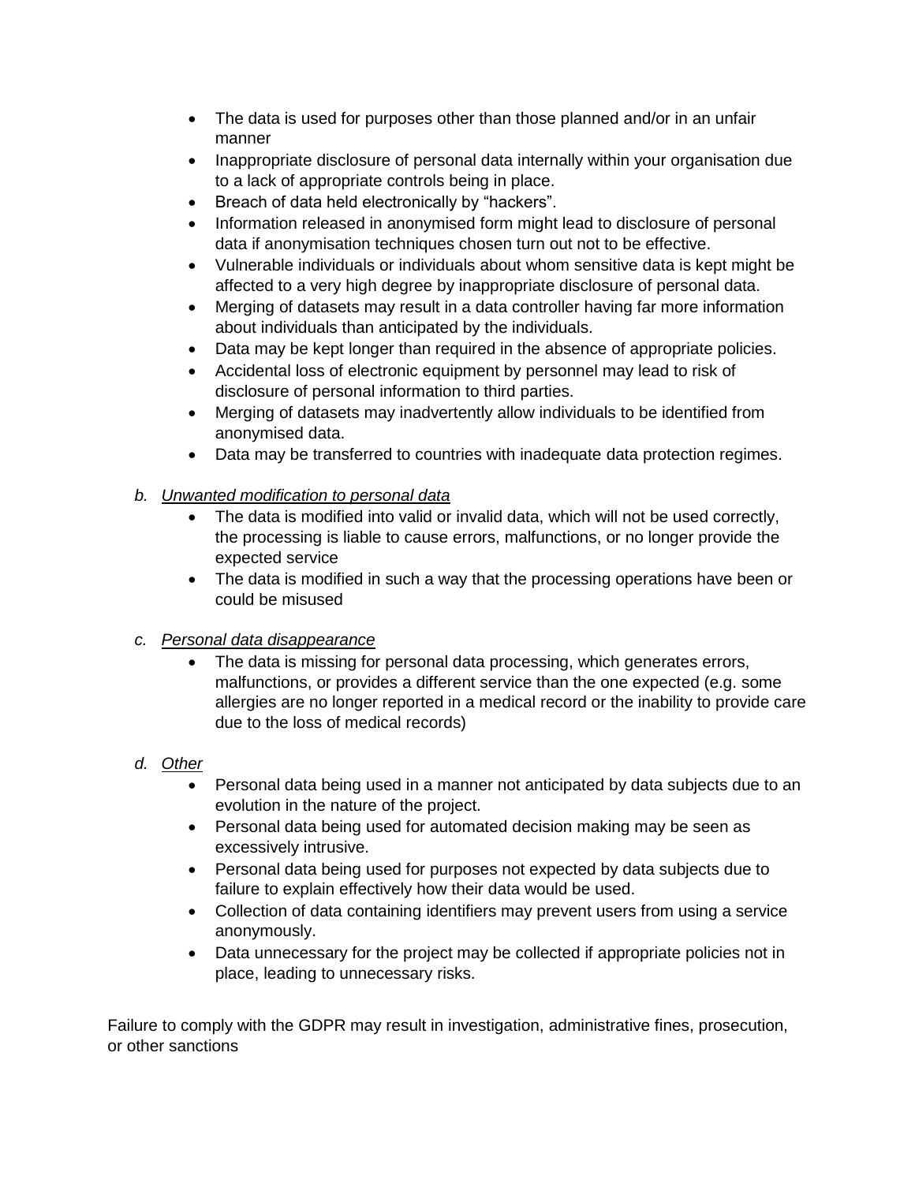- The data is used for purposes other than those planned and/or in an unfair manner
- Inappropriate disclosure of personal data internally within your organisation due to a lack of appropriate controls being in place.
- Breach of data held electronically by "hackers".
- Information released in anonymised form might lead to disclosure of personal data if anonymisation techniques chosen turn out not to be effective.
- Vulnerable individuals or individuals about whom sensitive data is kept might be affected to a very high degree by inappropriate disclosure of personal data.
- Merging of datasets may result in a data controller having far more information about individuals than anticipated by the individuals.
- Data may be kept longer than required in the absence of appropriate policies.
- Accidental loss of electronic equipment by personnel may lead to risk of disclosure of personal information to third parties.
- Merging of datasets may inadvertently allow individuals to be identified from anonymised data.
- Data may be transferred to countries with inadequate data protection regimes.

*b.* *Unwanted modification to personal data*

- The data is modified into valid or invalid data, which will not be used correctly, the processing is liable to cause errors, malfunctions, or no longer provide the expected service
- The data is modified in such a way that the processing operations have been or could be misused

*c.* *Personal data disappearance*

- The data is missing for personal data processing, which generates errors, malfunctions, or provides a different service than the one expected (e.g. some allergies are no longer reported in a medical record or the inability to provide care due to the loss of medical records)

*d.* *Other*

- Personal data being used in a manner not anticipated by data subjects due to an evolution in the nature of the project.
- Personal data being used for automated decision making may be seen as excessively intrusive.
- Personal data being used for purposes not expected by data subjects due to failure to explain effectively how their data would be used.
- Collection of data containing identifiers may prevent users from using a service anonymously.
- Data unnecessary for the project may be collected if appropriate policies not in place, leading to unnecessary risks.

Failure to comply with the GDPR may result in investigation, administrative fines, prosecution, or other sanctions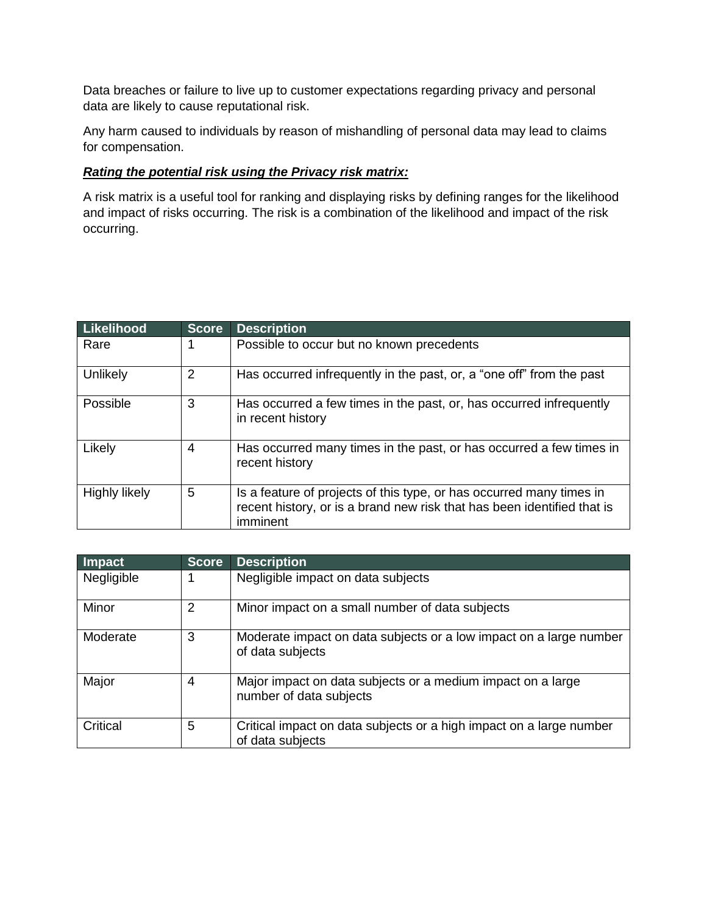Data breaches or failure to live up to customer expectations regarding privacy and personal data are likely to cause reputational risk.

Any harm caused to individuals by reason of mishandling of personal data may lead to claims for compensation.

***Rating the potential risk using the Privacy risk matrix:***

A risk matrix is a useful tool for ranking and displaying risks by defining ranges for the likelihood and impact of risks occurring. The risk is a combination of the likelihood and impact of the risk occurring.

| Likelihood | Score | Description |
|---|---|---|
| Rare | 1 | Possible to occur but no known precedents |
| Unlikely | 2 | Has occurred infrequently in the past, or, a "one off" from the past |
| Possible | 3 | Has occurred a few times in the past, or, has occurred infrequently in recent history |
| Likely | 4 | Has occurred many times in the past, or has occurred a few times in recent history |
| Highly likely | 5 | Is a feature of projects of this type, or has occurred many times in recent history, or is a brand new risk that has been identified that is imminent |

| Impact | Score | Description |
|---|---|---|
| Negligible | 1 | Negligible impact on data subjects |
| Minor | 2 | Minor impact on a small number of data subjects |
| Moderate | 3 | Moderate impact on data subjects or a low impact on a large number of data subjects |
| Major | 4 | Major impact on data subjects or a medium impact on a large number of data subjects |
| Critical | 5 | Critical impact on data subjects or a high impact on a large number of data subjects |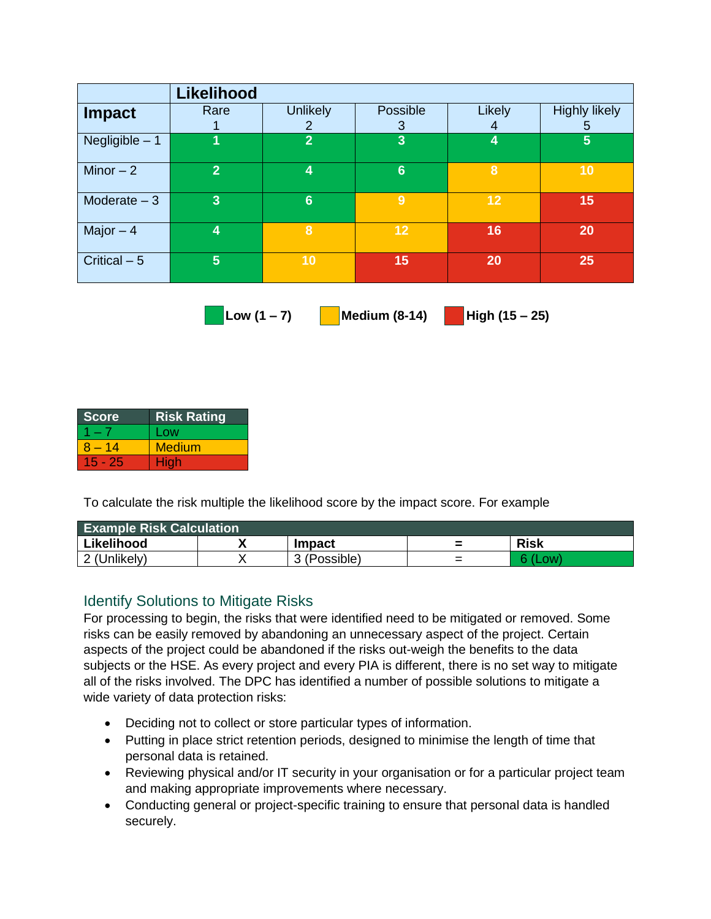| Impact | Likelihood | | | | |
|---|---|---|---|---|---|
| | Rare 1 | Unlikely 2 | Possible 3 | Likely 4 | Highly likely 5 |
| Negligible – 1 | 1 | 2 | 3 | 4 | 5 |
| Minor – 2 | 2 | 4 | 6 | 8 | 10 |
| Moderate – 3 | 3 | 6 | 9 | 12 | 15 |
| Major – 4 | 4 | 8 | 12 | 16 | 20 |
| Critical – 5 | 5 | 10 | 15 | 20 | 25 |

**Low (1 – 7)** **Medium (8-14)** **High (15 – 25)**

| Score | Risk Rating |
|---|---|
| 1 – 7 | Low |
| 8 – 14 | Medium |
| 15 - 25 | High |

To calculate the risk multiple the likelihood score by the impact score. For example

| Example Risk Calculation | | | | |
|---|---|---|---|---|
| **Likelihood** | **X** | **Impact** | **=** | **Risk** |
| 2 (Unlikely) | X | 3 (Possible) | = | 6 (Low) |

## Identify Solutions to Mitigate Risks

For processing to begin, the risks that were identified need to be mitigated or removed. Some risks can be easily removed by abandoning an unnecessary aspect of the project. Certain aspects of the project could be abandoned if the risks out-weigh the benefits to the data subjects or the HSE. As every project and every PIA is different, there is no set way to mitigate all of the risks involved. The DPC has identified a number of possible solutions to mitigate a wide variety of data protection risks:

- Deciding not to collect or store particular types of information.
- Putting in place strict retention periods, designed to minimise the length of time that personal data is retained.
- Reviewing physical and/or IT security in your organisation or for a particular project team and making appropriate improvements where necessary.
- Conducting general or project-specific training to ensure that personal data is handled securely.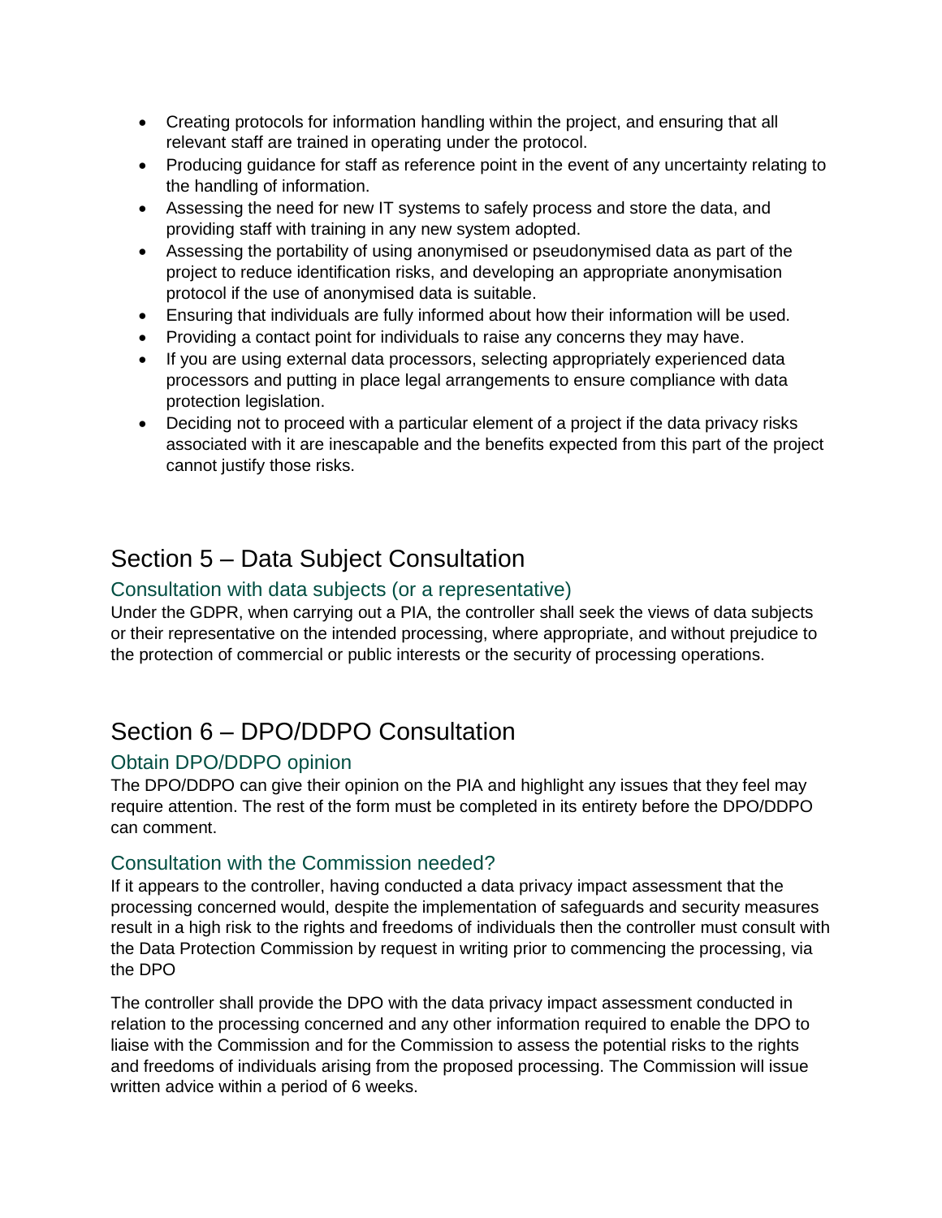- Creating protocols for information handling within the project, and ensuring that all relevant staff are trained in operating under the protocol.
- Producing guidance for staff as reference point in the event of any uncertainty relating to the handling of information.
- Assessing the need for new IT systems to safely process and store the data, and providing staff with training in any new system adopted.
- Assessing the portability of using anonymised or pseudonymised data as part of the project to reduce identification risks, and developing an appropriate anonymisation protocol if the use of anonymised data is suitable.
- Ensuring that individuals are fully informed about how their information will be used.
- Providing a contact point for individuals to raise any concerns they may have.
- If you are using external data processors, selecting appropriately experienced data processors and putting in place legal arrangements to ensure compliance with data protection legislation.
- Deciding not to proceed with a particular element of a project if the data privacy risks associated with it are inescapable and the benefits expected from this part of the project cannot justify those risks.

# Section 5 – Data Subject Consultation

## Consultation with data subjects (or a representative)

Under the GDPR, when carrying out a PIA, the controller shall seek the views of data subjects or their representative on the intended processing, where appropriate, and without prejudice to the protection of commercial or public interests or the security of processing operations.

# Section 6 – DPO/DDPO Consultation

## Obtain DPO/DDPO opinion

The DPO/DDPO can give their opinion on the PIA and highlight any issues that they feel may require attention. The rest of the form must be completed in its entirety before the DPO/DDPO can comment.

## Consultation with the Commission needed?

If it appears to the controller, having conducted a data privacy impact assessment that the processing concerned would, despite the implementation of safeguards and security measures result in a high risk to the rights and freedoms of individuals then the controller must consult with the Data Protection Commission by request in writing prior to commencing the processing, via the DPO

The controller shall provide the DPO with the data privacy impact assessment conducted in relation to the processing concerned and any other information required to enable the DPO to liaise with the Commission and for the Commission to assess the potential risks to the rights and freedoms of individuals arising from the proposed processing. The Commission will issue written advice within a period of 6 weeks.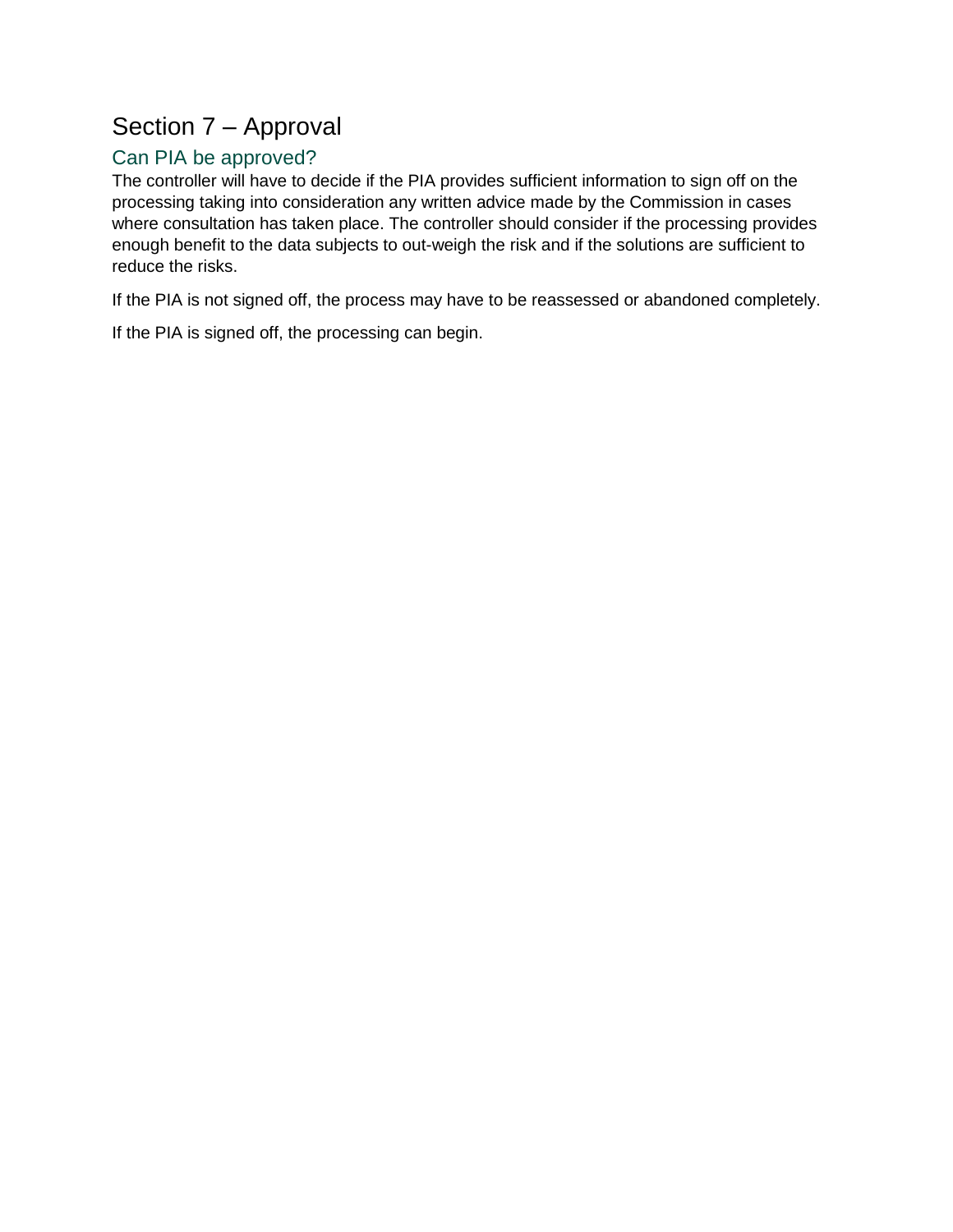# Section 7 – Approval

## Can PIA be approved?

The controller will have to decide if the PIA provides sufficient information to sign off on the processing taking into consideration any written advice made by the Commission in cases where consultation has taken place. The controller should consider if the processing provides enough benefit to the data subjects to out-weigh the risk and if the solutions are sufficient to reduce the risks.

If the PIA is not signed off, the process may have to be reassessed or abandoned completely.

If the PIA is signed off, the processing can begin.